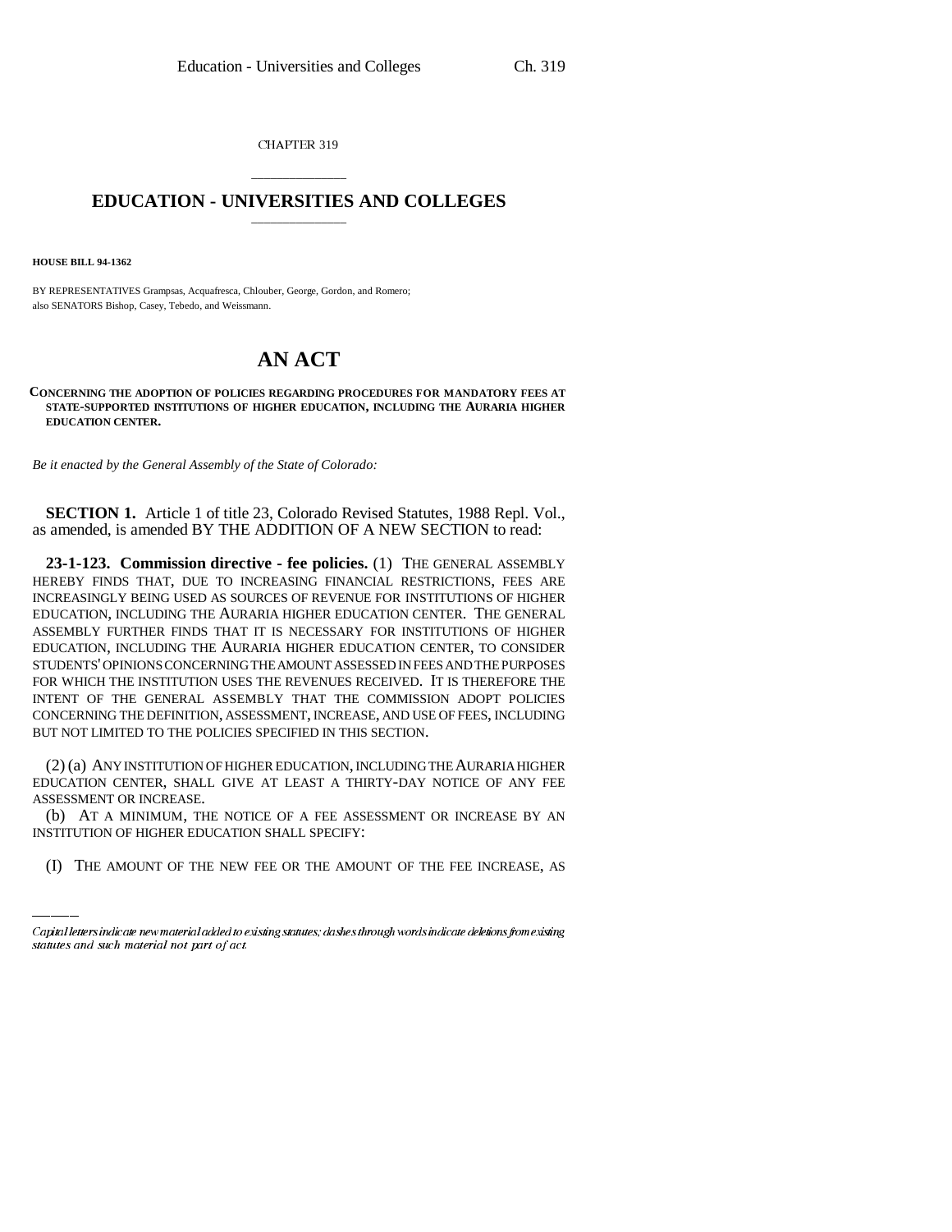CHAPTER 319

# EDUCATION - UNIVERSITIES AND COLLEGES

**HOUSE BILL 94-1362**

BY REPRESENTATIVES Grampsas, Acquafresca, Chlouber, George, Gordon, and Romero;
also SENATORS Bishop, Casey, Tebedo, and Weissmann.

# AN ACT

**CONCERNING THE ADOPTION OF POLICIES REGARDING PROCEDURES FOR MANDATORY FEES AT STATE-SUPPORTED INSTITUTIONS OF HIGHER EDUCATION, INCLUDING THE AURARIA HIGHER EDUCATION CENTER.**

*Be it enacted by the General Assembly of the State of Colorado:*

**SECTION 1.** Article 1 of title 23, Colorado Revised Statutes, 1988 Repl. Vol., as amended, is amended BY THE ADDITION OF A NEW SECTION to read:

**23-1-123. Commission directive - fee policies.** (1) THE GENERAL ASSEMBLY HEREBY FINDS THAT, DUE TO INCREASING FINANCIAL RESTRICTIONS, FEES ARE INCREASINGLY BEING USED AS SOURCES OF REVENUE FOR INSTITUTIONS OF HIGHER EDUCATION, INCLUDING THE AURARIA HIGHER EDUCATION CENTER. THE GENERAL ASSEMBLY FURTHER FINDS THAT IT IS NECESSARY FOR INSTITUTIONS OF HIGHER EDUCATION, INCLUDING THE AURARIA HIGHER EDUCATION CENTER, TO CONSIDER STUDENTS' OPINIONS CONCERNING THE AMOUNT ASSESSED IN FEES AND THE PURPOSES FOR WHICH THE INSTITUTION USES THE REVENUES RECEIVED. IT IS THEREFORE THE INTENT OF THE GENERAL ASSEMBLY THAT THE COMMISSION ADOPT POLICIES CONCERNING THE DEFINITION, ASSESSMENT, INCREASE, AND USE OF FEES, INCLUDING BUT NOT LIMITED TO THE POLICIES SPECIFIED IN THIS SECTION.

(2) (a) ANY INSTITUTION OF HIGHER EDUCATION, INCLUDING THE AURARIA HIGHER EDUCATION CENTER, SHALL GIVE AT LEAST A THIRTY-DAY NOTICE OF ANY FEE ASSESSMENT OR INCREASE.

(b) AT A MINIMUM, THE NOTICE OF A FEE ASSESSMENT OR INCREASE BY AN INSTITUTION OF HIGHER EDUCATION SHALL SPECIFY:

(I) THE AMOUNT OF THE NEW FEE OR THE AMOUNT OF THE FEE INCREASE, AS

Capital letters indicate new material added to existing statutes; dashes through words indicate deletions from existing statutes and such material not part of act.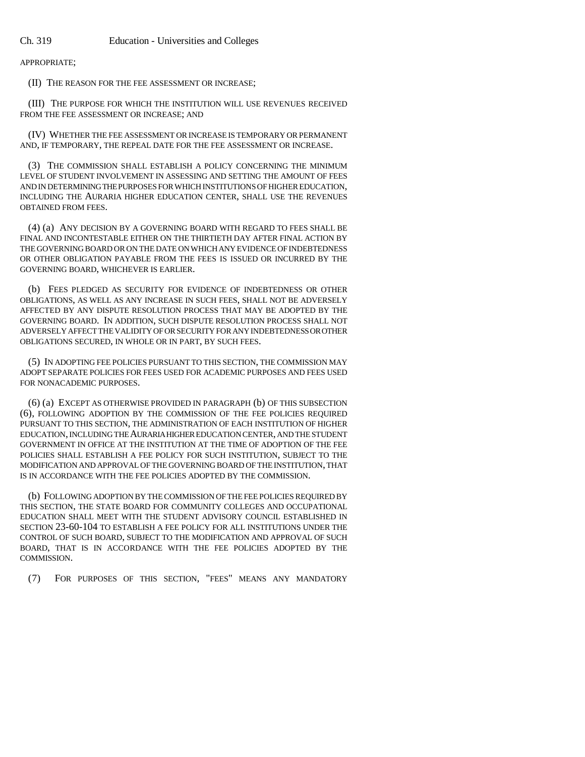APPROPRIATE;

(II) THE REASON FOR THE FEE ASSESSMENT OR INCREASE;

(III) THE PURPOSE FOR WHICH THE INSTITUTION WILL USE REVENUES RECEIVED FROM THE FEE ASSESSMENT OR INCREASE; AND

(IV) WHETHER THE FEE ASSESSMENT OR INCREASE IS TEMPORARY OR PERMANENT AND, IF TEMPORARY, THE REPEAL DATE FOR THE FEE ASSESSMENT OR INCREASE.

(3) THE COMMISSION SHALL ESTABLISH A POLICY CONCERNING THE MINIMUM LEVEL OF STUDENT INVOLVEMENT IN ASSESSING AND SETTING THE AMOUNT OF FEES AND IN DETERMINING THE PURPOSES FOR WHICH INSTITUTIONS OF HIGHER EDUCATION, INCLUDING THE AURARIA HIGHER EDUCATION CENTER, SHALL USE THE REVENUES OBTAINED FROM FEES.

(4) (a) ANY DECISION BY A GOVERNING BOARD WITH REGARD TO FEES SHALL BE FINAL AND INCONTESTABLE EITHER ON THE THIRTIETH DAY AFTER FINAL ACTION BY THE GOVERNING BOARD OR ON THE DATE ON WHICH ANY EVIDENCE OF INDEBTEDNESS OR OTHER OBLIGATION PAYABLE FROM THE FEES IS ISSUED OR INCURRED BY THE GOVERNING BOARD, WHICHEVER IS EARLIER.

(b) FEES PLEDGED AS SECURITY FOR EVIDENCE OF INDEBTEDNESS OR OTHER OBLIGATIONS, AS WELL AS ANY INCREASE IN SUCH FEES, SHALL NOT BE ADVERSELY AFFECTED BY ANY DISPUTE RESOLUTION PROCESS THAT MAY BE ADOPTED BY THE GOVERNING BOARD. IN ADDITION, SUCH DISPUTE RESOLUTION PROCESS SHALL NOT ADVERSELY AFFECT THE VALIDITY OF OR SECURITY FOR ANY INDEBTEDNESS OR OTHER OBLIGATIONS SECURED, IN WHOLE OR IN PART, BY SUCH FEES.

(5) IN ADOPTING FEE POLICIES PURSUANT TO THIS SECTION, THE COMMISSION MAY ADOPT SEPARATE POLICIES FOR FEES USED FOR ACADEMIC PURPOSES AND FEES USED FOR NONACADEMIC PURPOSES.

(6) (a) EXCEPT AS OTHERWISE PROVIDED IN PARAGRAPH (b) OF THIS SUBSECTION (6), FOLLOWING ADOPTION BY THE COMMISSION OF THE FEE POLICIES REQUIRED PURSUANT TO THIS SECTION, THE ADMINISTRATION OF EACH INSTITUTION OF HIGHER EDUCATION, INCLUDING THE AURARIA HIGHER EDUCATION CENTER, AND THE STUDENT GOVERNMENT IN OFFICE AT THE INSTITUTION AT THE TIME OF ADOPTION OF THE FEE POLICIES SHALL ESTABLISH A FEE POLICY FOR SUCH INSTITUTION, SUBJECT TO THE MODIFICATION AND APPROVAL OF THE GOVERNING BOARD OF THE INSTITUTION, THAT IS IN ACCORDANCE WITH THE FEE POLICIES ADOPTED BY THE COMMISSION.

(b) FOLLOWING ADOPTION BY THE COMMISSION OF THE FEE POLICIES REQUIRED BY THIS SECTION, THE STATE BOARD FOR COMMUNITY COLLEGES AND OCCUPATIONAL EDUCATION SHALL MEET WITH THE STUDENT ADVISORY COUNCIL ESTABLISHED IN SECTION 23-60-104 TO ESTABLISH A FEE POLICY FOR ALL INSTITUTIONS UNDER THE CONTROL OF SUCH BOARD, SUBJECT TO THE MODIFICATION AND APPROVAL OF SUCH BOARD, THAT IS IN ACCORDANCE WITH THE FEE POLICIES ADOPTED BY THE COMMISSION.

(7) FOR PURPOSES OF THIS SECTION, "FEES" MEANS ANY MANDATORY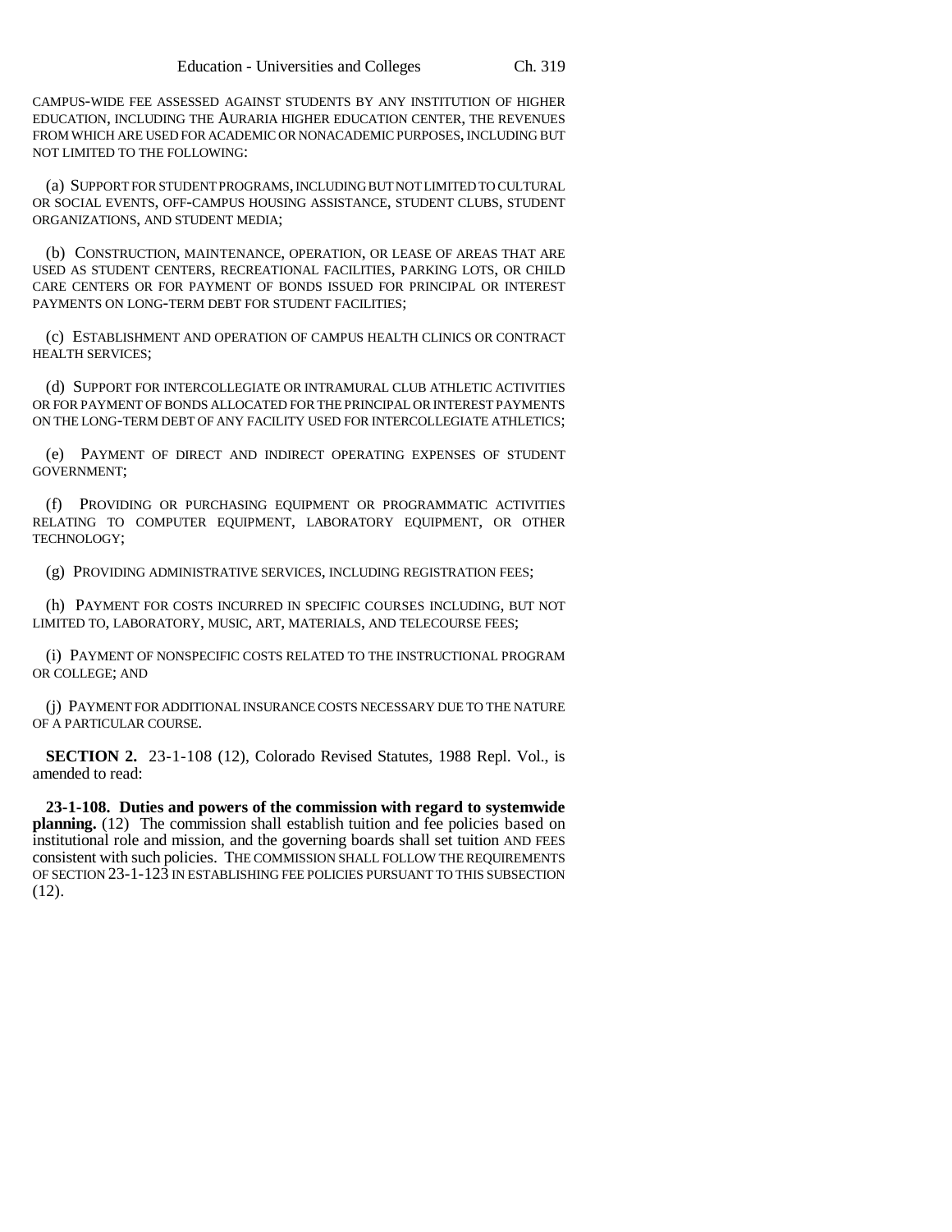CAMPUS-WIDE FEE ASSESSED AGAINST STUDENTS BY ANY INSTITUTION OF HIGHER EDUCATION, INCLUDING THE AURARIA HIGHER EDUCATION CENTER, THE REVENUES FROM WHICH ARE USED FOR ACADEMIC OR NONACADEMIC PURPOSES, INCLUDING BUT NOT LIMITED TO THE FOLLOWING:

(a) SUPPORT FOR STUDENT PROGRAMS, INCLUDING BUT NOT LIMITED TO CULTURAL OR SOCIAL EVENTS, OFF-CAMPUS HOUSING ASSISTANCE, STUDENT CLUBS, STUDENT ORGANIZATIONS, AND STUDENT MEDIA;

(b) CONSTRUCTION, MAINTENANCE, OPERATION, OR LEASE OF AREAS THAT ARE USED AS STUDENT CENTERS, RECREATIONAL FACILITIES, PARKING LOTS, OR CHILD CARE CENTERS OR FOR PAYMENT OF BONDS ISSUED FOR PRINCIPAL OR INTEREST PAYMENTS ON LONG-TERM DEBT FOR STUDENT FACILITIES;

(c) ESTABLISHMENT AND OPERATION OF CAMPUS HEALTH CLINICS OR CONTRACT HEALTH SERVICES;

(d) SUPPORT FOR INTERCOLLEGIATE OR INTRAMURAL CLUB ATHLETIC ACTIVITIES OR FOR PAYMENT OF BONDS ALLOCATED FOR THE PRINCIPAL OR INTEREST PAYMENTS ON THE LONG-TERM DEBT OF ANY FACILITY USED FOR INTERCOLLEGIATE ATHLETICS;

(e) PAYMENT OF DIRECT AND INDIRECT OPERATING EXPENSES OF STUDENT GOVERNMENT;

(f) PROVIDING OR PURCHASING EQUIPMENT OR PROGRAMMATIC ACTIVITIES RELATING TO COMPUTER EQUIPMENT, LABORATORY EQUIPMENT, OR OTHER TECHNOLOGY;

(g) PROVIDING ADMINISTRATIVE SERVICES, INCLUDING REGISTRATION FEES;

(h) PAYMENT FOR COSTS INCURRED IN SPECIFIC COURSES INCLUDING, BUT NOT LIMITED TO, LABORATORY, MUSIC, ART, MATERIALS, AND TELECOURSE FEES;

(i) PAYMENT OF NONSPECIFIC COSTS RELATED TO THE INSTRUCTIONAL PROGRAM OR COLLEGE; AND

(j) PAYMENT FOR ADDITIONAL INSURANCE COSTS NECESSARY DUE TO THE NATURE OF A PARTICULAR COURSE.

**SECTION 2.** 23-1-108 (12), Colorado Revised Statutes, 1988 Repl. Vol., is amended to read:

**23-1-108. Duties and powers of the commission with regard to systemwide planning.** (12) The commission shall establish tuition and fee policies based on institutional role and mission, and the governing boards shall set tuition AND FEES consistent with such policies. THE COMMISSION SHALL FOLLOW THE REQUIREMENTS OF SECTION 23-1-123 IN ESTABLISHING FEE POLICIES PURSUANT TO THIS SUBSECTION (12).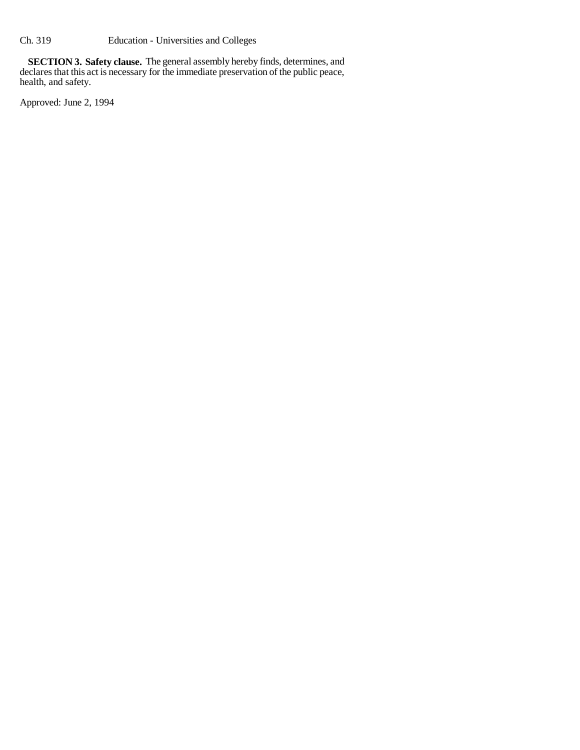**SECTION 3. Safety clause.** The general assembly hereby finds, determines, and declares that this act is necessary for the immediate preservation of the public peace, health, and safety.

Approved: June 2, 1994